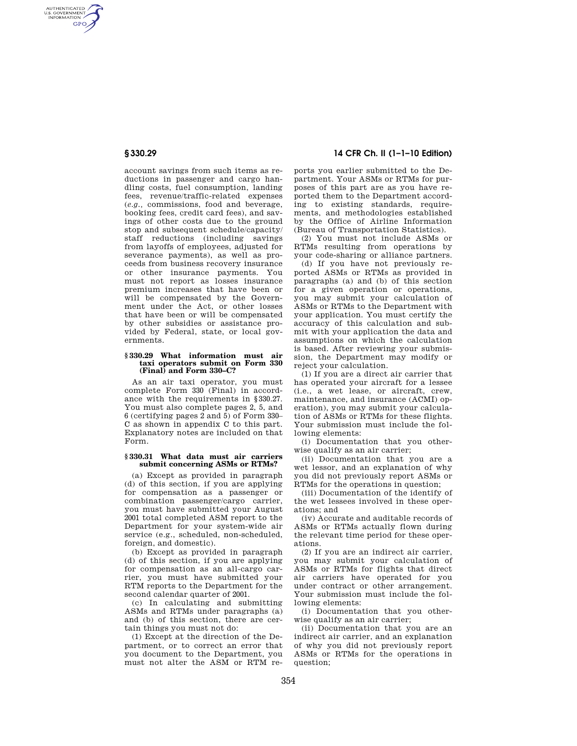account savings from such items as reductions in passenger and cargo handling costs, fuel consumption, landing fees, revenue/traffic-related expenses (*e.g.*, commissions, food and beverage, booking fees, credit card fees), and savings of other costs due to the ground stop and subsequent schedule/capacity/staff reductions (including savings from layoffs of employees, adjusted for severance payments), as well as proceeds from business recovery insurance or other insurance payments. You must not report as losses insurance premium increases that have been or will be compensated by the Government under the Act, or other losses that have been or will be compensated by other subsidies or assistance provided by Federal, state, or local governments.

### § 330.29 What information must air taxi operators submit on Form 330 (Final) and Form 330–C?

As an air taxi operator, you must complete Form 330 (Final) in accordance with the requirements in §330.27. You must also complete pages 2, 5, and 6 (certifying pages 2 and 5) of Form 330–C as shown in appendix C to this part. Explanatory notes are included on that Form.

### § 330.31 What data must air carriers submit concerning ASMs or RTMs?

(a) Except as provided in paragraph (d) of this section, if you are applying for compensation as a passenger or combination passenger/cargo carrier, you must have submitted your August 2001 total completed ASM report to the Department for your system-wide air service (e.g., scheduled, non-scheduled, foreign, and domestic).

(b) Except as provided in paragraph (d) of this section, if you are applying for compensation as an all-cargo carrier, you must have submitted your RTM reports to the Department for the second calendar quarter of 2001.

(c) In calculating and submitting ASMs and RTMs under paragraphs (a) and (b) of this section, there are certain things you must not do:

(1) Except at the direction of the Department, or to correct an error that you document to the Department, you must not alter the ASM or RTM reports you earlier submitted to the Department. Your ASMs or RTMs for purposes of this part are as you have reported them to the Department according to existing standards, requirements, and methodologies established by the Office of Airline Information (Bureau of Transportation Statistics).

(2) You must not include ASMs or RTMs resulting from operations by your code-sharing or alliance partners.

(d) If you have not previously reported ASMs or RTMs as provided in paragraphs (a) and (b) of this section for a given operation or operations, you may submit your calculation of ASMs or RTMs to the Department with your application. You must certify the accuracy of this calculation and submit with your application the data and assumptions on which the calculation is based. After reviewing your submission, the Department may modify or reject your calculation.

(1) If you are a direct air carrier that has operated your aircraft for a lessee (i.e., a wet lease, or aircraft, crew, maintenance, and insurance (ACMI) operation), you may submit your calculation of ASMs or RTMs for these flights. Your submission must include the following elements:

(i) Documentation that you otherwise qualify as an air carrier;

(ii) Documentation that you are a wet lessor, and an explanation of why you did not previously report ASMs or RTMs for the operations in question;

(iii) Documentation of the identify of the wet lessees involved in these operations; and

(iv) Accurate and auditable records of ASMs or RTMs actually flown during the relevant time period for these operations.

(2) If you are an indirect air carrier, you may submit your calculation of ASMs or RTMs for flights that direct air carriers have operated for you under contract or other arrangement. Your submission must include the following elements:

(i) Documentation that you otherwise qualify as an air carrier;

(ii) Documentation that you are an indirect air carrier, and an explanation of why you did not previously report ASMs or RTMs for the operations in question;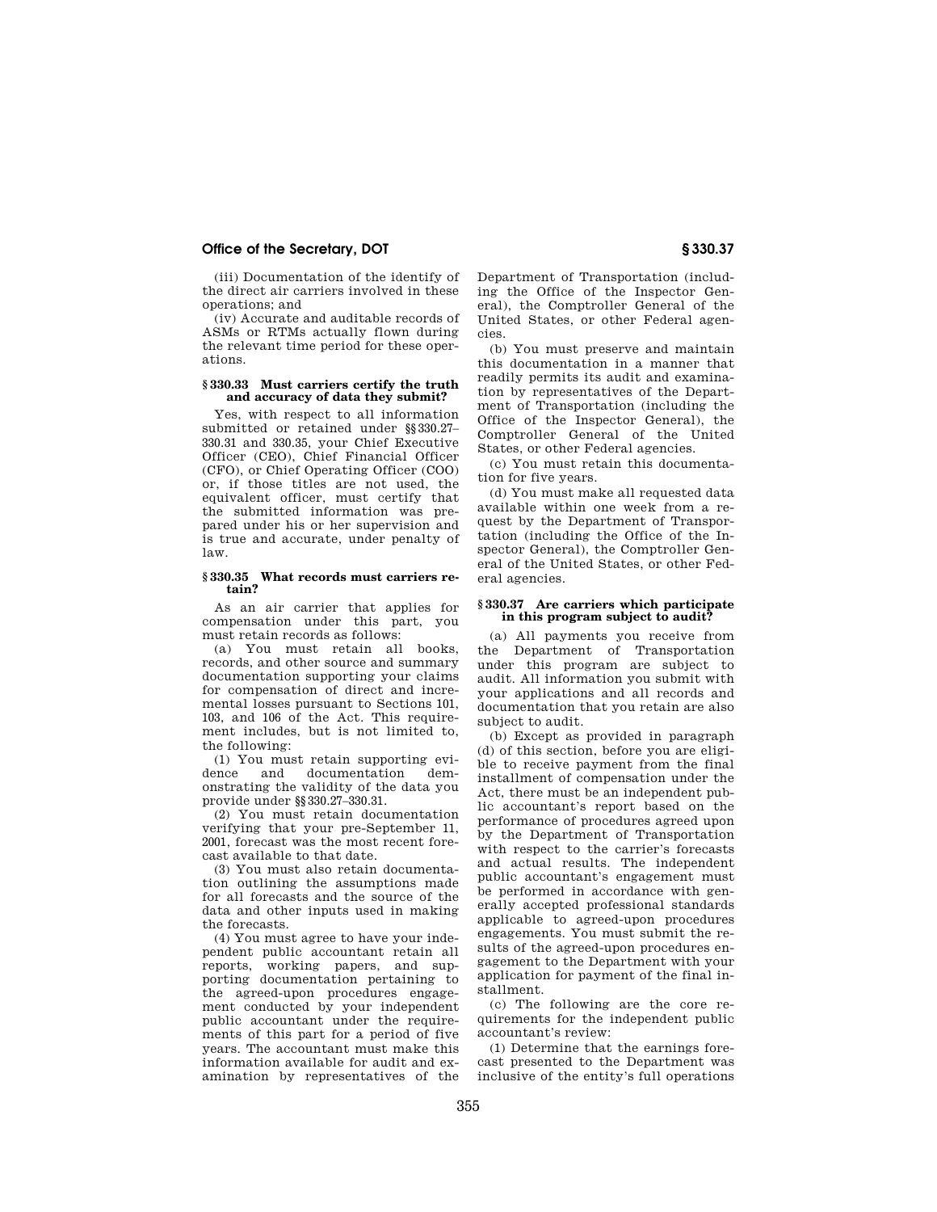(iii) Documentation of the identify of the direct air carriers involved in these operations; and

(iv) Accurate and auditable records of ASMs or RTMs actually flown during the relevant time period for these operations.

### § 330.33 Must carriers certify the truth and accuracy of data they submit?

Yes, with respect to all information submitted or retained under §§ 330.27–330.31 and 330.35, your Chief Executive Officer (CEO), Chief Financial Officer (CFO), or Chief Operating Officer (COO) or, if those titles are not used, the equivalent officer, must certify that the submitted information was prepared under his or her supervision and is true and accurate, under penalty of law.

### § 330.35 What records must carriers retain?

As an air carrier that applies for compensation under this part, you must retain records as follows:

(a) You must retain all books, records, and other source and summary documentation supporting your claims for compensation of direct and incremental losses pursuant to Sections 101, 103, and 106 of the Act. This requirement includes, but is not limited to, the following:

(1) You must retain supporting evidence and documentation demonstrating the validity of the data you provide under §§ 330.27–330.31.

(2) You must retain documentation verifying that your pre-September 11, 2001, forecast was the most recent forecast available to that date.

(3) You must also retain documentation outlining the assumptions made for all forecasts and the source of the data and other inputs used in making the forecasts.

(4) You must agree to have your independent public accountant retain all reports, working papers, and supporting documentation pertaining to the agreed-upon procedures engagement conducted by your independent public accountant under the requirements of this part for a period of five years. The accountant must make this information available for audit and examination by representatives of the Department of Transportation (including the Office of the Inspector General), the Comptroller General of the United States, or other Federal agencies.

(b) You must preserve and maintain this documentation in a manner that readily permits its audit and examination by representatives of the Department of Transportation (including the Office of the Inspector General), the Comptroller General of the United States, or other Federal agencies.

(c) You must retain this documentation for five years.

(d) You must make all requested data available within one week from a request by the Department of Transportation (including the Office of the Inspector General), the Comptroller General of the United States, or other Federal agencies.

### § 330.37 Are carriers which participate in this program subject to audit?

(a) All payments you receive from the Department of Transportation under this program are subject to audit. All information you submit with your applications and all records and documentation that you retain are also subject to audit.

(b) Except as provided in paragraph (d) of this section, before you are eligible to receive payment from the final installment of compensation under the Act, there must be an independent public accountant's report based on the performance of procedures agreed upon by the Department of Transportation with respect to the carrier's forecasts and actual results. The independent public accountant's engagement must be performed in accordance with generally accepted professional standards applicable to agreed-upon procedures engagements. You must submit the results of the agreed-upon procedures engagement to the Department with your application for payment of the final installment.

(c) The following are the core requirements for the independent public accountant's review:

(1) Determine that the earnings forecast presented to the Department was inclusive of the entity's full operations